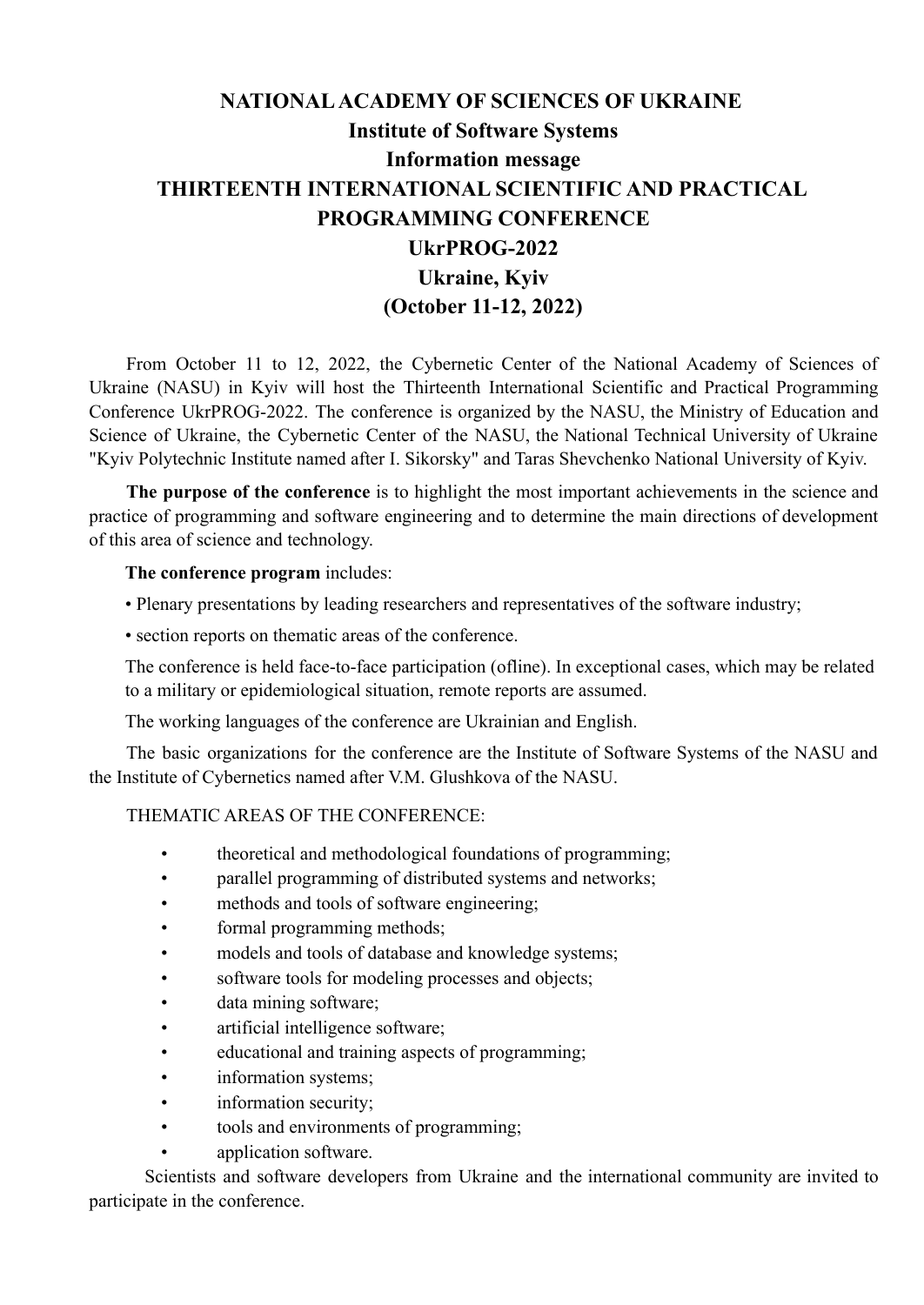# NATIONAL ACADEMY OF SCIENCES OF UKRAINE

## Institute of Software Systems

## Information message

## THIRTEENTH INTERNATIONAL SCIENTIFIC AND PRACTICAL PROGRAMMING CONFERENCE

## UkrPROG-2022

## Ukraine, Kyiv

## (October 11-12, 2022)

From October 11 to 12, 2022, the Cybernetic Center of the National Academy of Sciences of Ukraine (NASU) in Kyiv will host the Thirteenth International Scientific and Practical Programming Conference UkrPROG-2022. The conference is organized by the NASU, the Ministry of Education and Science of Ukraine, the Cybernetic Center of the NASU, the National Technical University of Ukraine "Kyiv Polytechnic Institute named after I. Sikorsky" and Taras Shevchenko National University of Kyiv.

**The purpose of the conference** is to highlight the most important achievements in the science and practice of programming and software engineering and to determine the main directions of development of this area of science and technology.

**The conference program** includes:

- Plenary presentations by leading researchers and representatives of the software industry;
- section reports on thematic areas of the conference.

The conference is held face-to-face participation (ofline). In exceptional cases, which may be related to a military or epidemiological situation, remote reports are assumed.

The working languages of the conference are Ukrainian and English.

The basic organizations for the conference are the Institute of Software Systems of the NASU and the Institute of Cybernetics named after V.M. Glushkova of the NASU.

THEMATIC AREAS OF THE CONFERENCE:

- theoretical and methodological foundations of programming;
- parallel programming of distributed systems and networks;
- methods and tools of software engineering;
- formal programming methods;
- models and tools of database and knowledge systems;
- software tools for modeling processes and objects;
- data mining software;
- artificial intelligence software;
- educational and training aspects of programming;
- information systems;
- information security;
- tools and environments of programming;
- application software.

Scientists and software developers from Ukraine and the international community are invited to participate in the conference.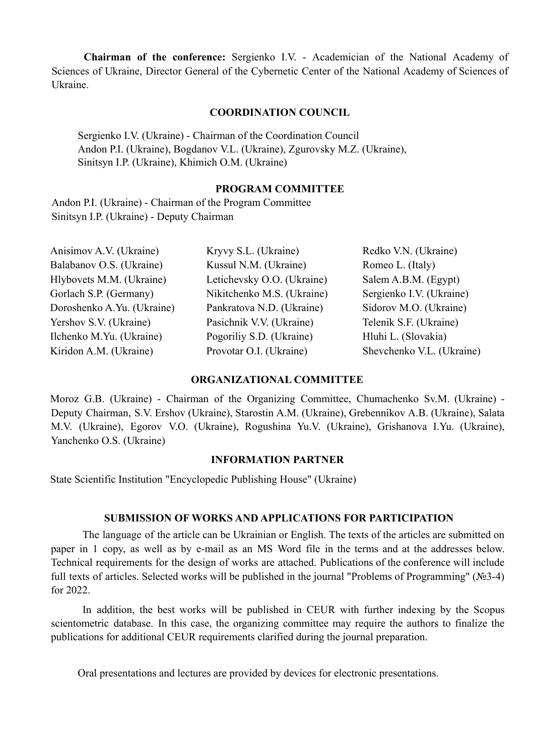**Chairman of the conference:** Sergienko I.V. - Academician of the National Academy of Sciences of Ukraine, Director General of the Cybernetic Center of the National Academy of Sciences of Ukraine.

## COORDINATION COUNCIL

Sergienko I.V. (Ukraine) - Chairman of the Coordination Council
Andon P.I. (Ukraine), Bogdanov V.L. (Ukraine), Zgurovsky M.Z. (Ukraine), Sinitsyn I.P. (Ukraine), Khimich O.M. (Ukraine)

## PROGRAM COMMITTEE

Andon P.I. (Ukraine) - Chairman of the Program Committee
Sinitsyn I.P. (Ukraine) - Deputy Chairman

Anisimov A.V. (Ukraine)
Balabanov O.S. (Ukraine)
Hlybovets M.M. (Ukraine)
Gorlach S.P. (Germany)
Doroshenko A.Yu. (Ukraine)
Yershov S.V. (Ukraine)
Ilchenko M.Yu. (Ukraine)
Kiridon A.M. (Ukraine)
Kryvy S.L. (Ukraine)
Kussul N.M. (Ukraine)
Letichevsky O.O. (Ukraine)
Nikitchenko M.S. (Ukraine)
Pankratova N.D. (Ukraine)
Pasichnik V.V. (Ukraine)
Pogoriliy S.D. (Ukraine)
Provotar O.I. (Ukraine)
Redko V.N. (Ukraine)
Romeo L. (Italy)
Salem A.B.M. (Egypt)
Sergienko I.V. (Ukraine)
Sidorov M.O. (Ukraine)
Telenik S.F. (Ukraine)
Hluhi L. (Slovakia)
Shevchenko V.L. (Ukraine)

## ORGANIZATIONAL COMMITTEE

Moroz G.B. (Ukraine) - Chairman of the Organizing Committee, Chumachenko Sv.M. (Ukraine) - Deputy Chairman, S.V. Ershov (Ukraine), Starostin A.M. (Ukraine), Grebennikov A.B. (Ukraine), Salata M.V. (Ukraine), Egorov V.O. (Ukraine), Rogushina Yu.V. (Ukraine), Grishanova I.Yu. (Ukraine), Yanchenko O.S. (Ukraine)

## INFORMATION PARTNER

State Scientific Institution "Encyclopedic Publishing House" (Ukraine)

## SUBMISSION OF WORKS AND APPLICATIONS FOR PARTICIPATION

The language of the article can be Ukrainian or English. The texts of the articles are submitted on paper in 1 copy, as well as by e-mail as an MS Word file in the terms and at the addresses below. Technical requirements for the design of works are attached. Publications of the conference will include full texts of articles. Selected works will be published in the journal "Problems of Programming" (№3-4) for 2022.

In addition, the best works will be published in CEUR with further indexing by the Scopus scientometric database. In this case, the organizing committee may require the authors to finalize the publications for additional CEUR requirements clarified during the journal preparation.

Oral presentations and lectures are provided by devices for electronic presentations.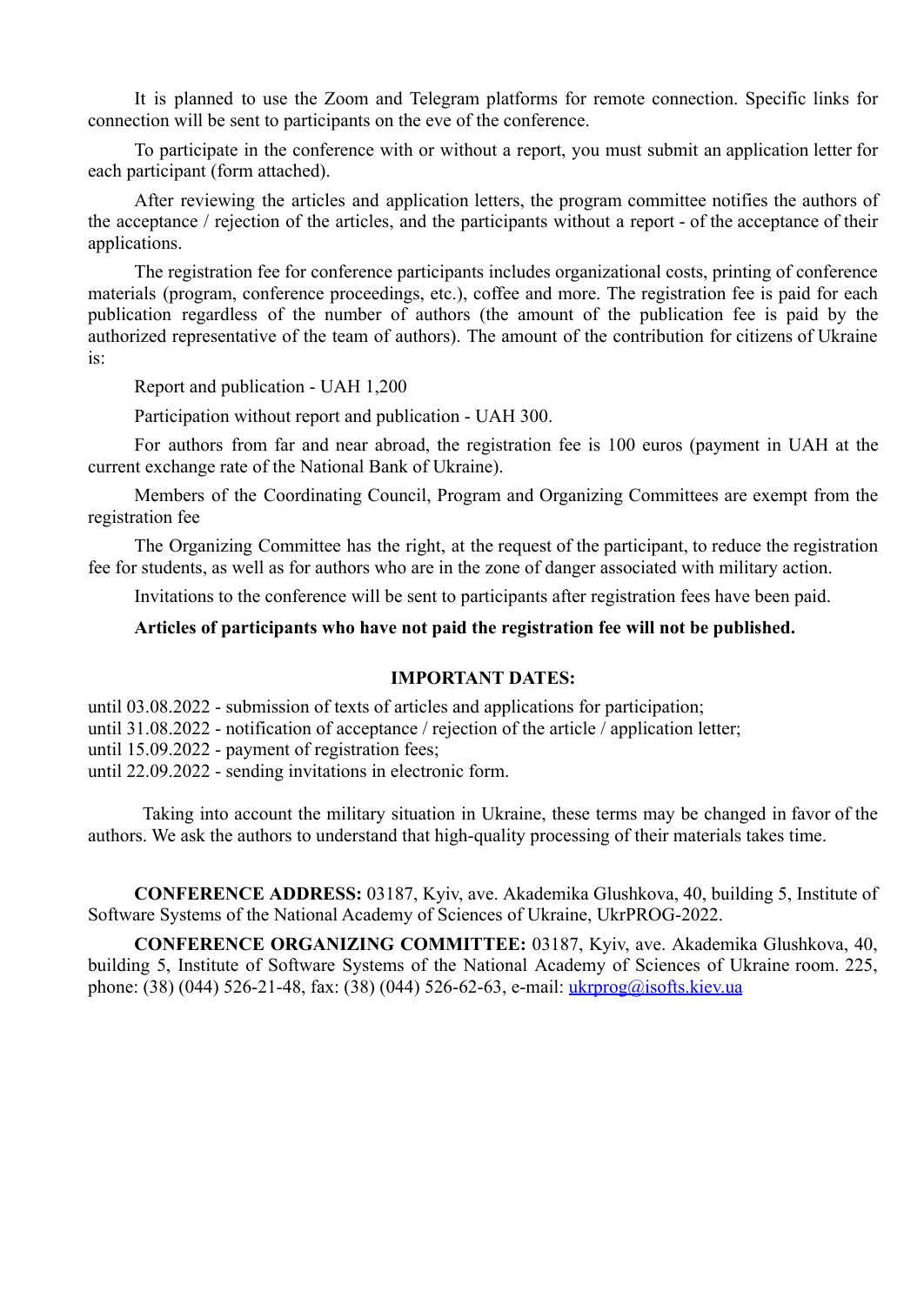It is planned to use the Zoom and Telegram platforms for remote connection. Specific links for connection will be sent to participants on the eve of the conference.

To participate in the conference with or without a report, you must submit an application letter for each participant (form attached).

After reviewing the articles and application letters, the program committee notifies the authors of the acceptance / rejection of the articles, and the participants without a report - of the acceptance of their applications.

The registration fee for conference participants includes organizational costs, printing of conference materials (program, conference proceedings, etc.), coffee and more. The registration fee is paid for each publication regardless of the number of authors (the amount of the publication fee is paid by the authorized representative of the team of authors). The amount of the contribution for citizens of Ukraine is:

Report and publication - UAH 1,200

Participation without report and publication - UAH 300.

For authors from far and near abroad, the registration fee is 100 euros (payment in UAH at the current exchange rate of the National Bank of Ukraine).

Members of the Coordinating Council, Program and Organizing Committees are exempt from the registration fee

The Organizing Committee has the right, at the request of the participant, to reduce the registration fee for students, as well as for authors who are in the zone of danger associated with military action.

Invitations to the conference will be sent to participants after registration fees have been paid.

**Articles of participants who have not paid the registration fee will not be published.**

## IMPORTANT DATES:

until 03.08.2022 - submission of texts of articles and applications for participation;
until 31.08.2022 - notification of acceptance / rejection of the article / application letter;
until 15.09.2022 - payment of registration fees;
until 22.09.2022 - sending invitations in electronic form.

Taking into account the military situation in Ukraine, these terms may be changed in favor of the authors. We ask the authors to understand that high-quality processing of their materials takes time.

**CONFERENCE ADDRESS:** 03187, Kyiv, ave. Akademika Glushkova, 40, building 5, Institute of Software Systems of the National Academy of Sciences of Ukraine, UkrPROG-2022.

**CONFERENCE ORGANIZING COMMITTEE:** 03187, Kyiv, ave. Akademika Glushkova, 40, building 5, Institute of Software Systems of the National Academy of Sciences of Ukraine room. 225, phone: (38) (044) 526-21-48, fax: (38) (044) 526-62-63, e-mail: ukrprog@isofts.kiev.ua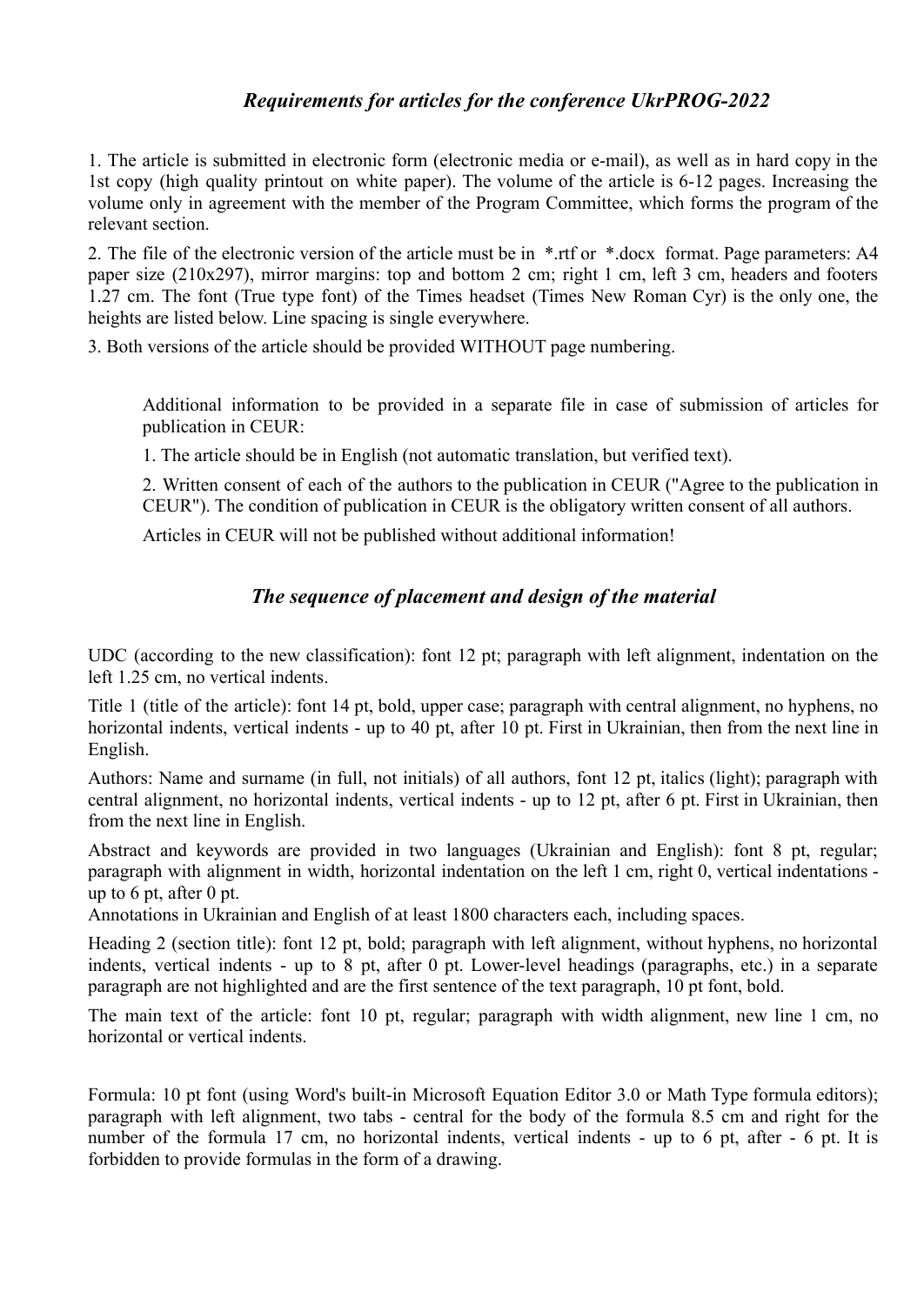## *Requirements for articles for the conference UkrPROG-2022*

1. The article is submitted in electronic form (electronic media or e-mail), as well as in hard copy in the 1st copy (high quality printout on white paper). The volume of the article is 6-12 pages. Increasing the volume only in agreement with the member of the Program Committee, which forms the program of the relevant section.

2. The file of the electronic version of the article must be in *.rtf or *.docx format. Page parameters: A4 paper size (210x297), mirror margins: top and bottom 2 cm; right 1 cm, left 3 cm, headers and footers 1.27 cm. The font (True type font) of the Times headset (Times New Roman Cyr) is the only one, the heights are listed below. Line spacing is single everywhere.

3. Both versions of the article should be provided WITHOUT page numbering.

> Additional information to be provided in a separate file in case of submission of articles for publication in CEUR:
>
> 1. The article should be in English (not automatic translation, but verified text).
>
> 2. Written consent of each of the authors to the publication in CEUR ("Agree to the publication in CEUR"). The condition of publication in CEUR is the obligatory written consent of all authors.
>
> Articles in CEUR will not be published without additional information!

## *The sequence of placement and design of the material*

UDC (according to the new classification): font 12 pt; paragraph with left alignment, indentation on the left 1.25 cm, no vertical indents.

Title 1 (title of the article): font 14 pt, bold, upper case; paragraph with central alignment, no hyphens, no horizontal indents, vertical indents - up to 40 pt, after 10 pt. First in Ukrainian, then from the next line in English.

Authors: Name and surname (in full, not initials) of all authors, font 12 pt, italics (light); paragraph with central alignment, no horizontal indents, vertical indents - up to 12 pt, after 6 pt. First in Ukrainian, then from the next line in English.

Abstract and keywords are provided in two languages (Ukrainian and English): font 8 pt, regular; paragraph with alignment in width, horizontal indentation on the left 1 cm, right 0, vertical indentations - up to 6 pt, after 0 pt.
Annotations in Ukrainian and English of at least 1800 characters each, including spaces.

Heading 2 (section title): font 12 pt, bold; paragraph with left alignment, without hyphens, no horizontal indents, vertical indents - up to 8 pt, after 0 pt. Lower-level headings (paragraphs, etc.) in a separate paragraph are not highlighted and are the first sentence of the text paragraph, 10 pt font, bold.

The main text of the article: font 10 pt, regular; paragraph with width alignment, new line 1 cm, no horizontal or vertical indents.

Formula: 10 pt font (using Word's built-in Microsoft Equation Editor 3.0 or Math Type formula editors); paragraph with left alignment, two tabs - central for the body of the formula 8.5 cm and right for the number of the formula 17 cm, no horizontal indents, vertical indents - up to 6 pt, after - 6 pt. It is forbidden to provide formulas in the form of a drawing.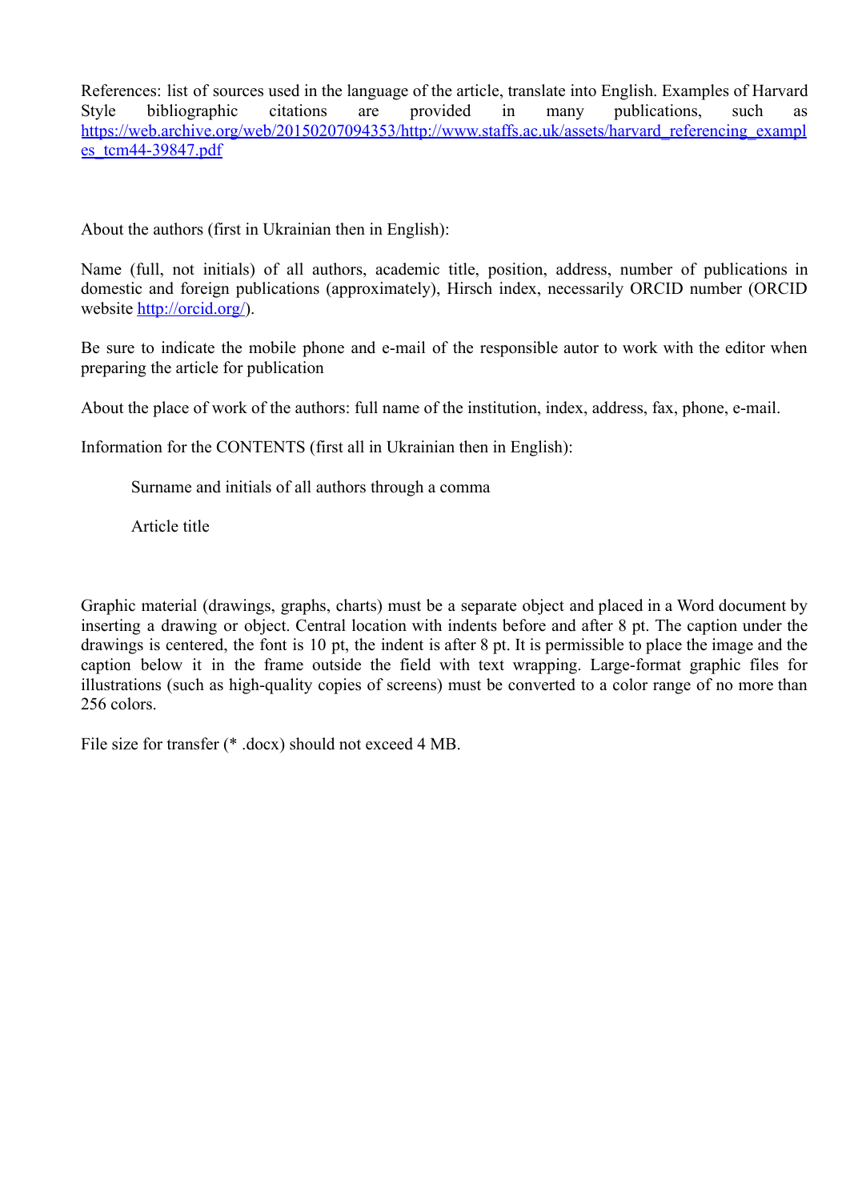References: list of sources used in the language of the article, translate into English. Examples of Harvard Style bibliographic citations are provided in many publications, such as https://web.archive.org/web/20150207094353/http://www.staffs.ac.uk/assets/harvard_referencing_examples_tcm44-39847.pdf

About the authors (first in Ukrainian then in English):

Name (full, not initials) of all authors, academic title, position, address, number of publications in domestic and foreign publications (approximately), Hirsch index, necessarily ORCID number (ORCID website http://orcid.org/).

Be sure to indicate the mobile phone and e-mail of the responsible autor to work with the editor when preparing the article for publication

About the place of work of the authors: full name of the institution, index, address, fax, phone, e-mail.

Information for the CONTENTS (first all in Ukrainian then in English):

Surname and initials of all authors through a comma

Article title

Graphic material (drawings, graphs, charts) must be a separate object and placed in a Word document by inserting a drawing or object. Central location with indents before and after 8 pt. The caption under the drawings is centered, the font is 10 pt, the indent is after 8 pt. It is permissible to place the image and the caption below it in the frame outside the field with text wrapping. Large-format graphic files for illustrations (such as high-quality copies of screens) must be converted to a color range of no more than 256 colors.

File size for transfer (* .docx) should not exceed 4 MB.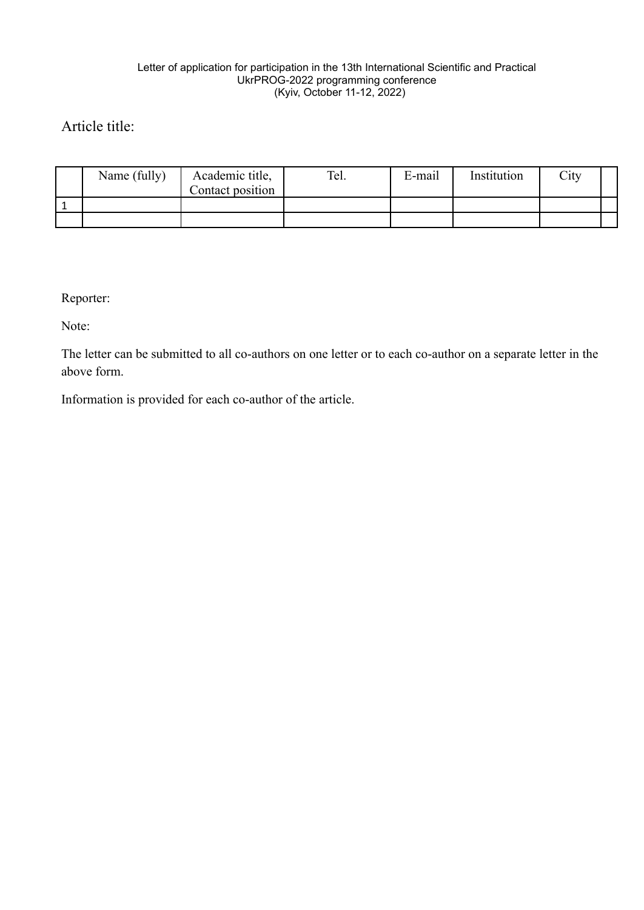Letter of application for participation in the 13th International Scientific and Practical UkrPROG-2022 programming conference
(Kyiv, October 11-12, 2022)

Article title:

| | Name (fully) | Academic title, Contact position | Tel. | E-mail | Institution | City | |
|---|---|---|---|---|---|---|---|
| 1 | | | | | | | |
| | | | | | | | |

Reporter:

Note:

The letter can be submitted to all co-authors on one letter or to each co-author on a separate letter in the above form.

Information is provided for each co-author of the article.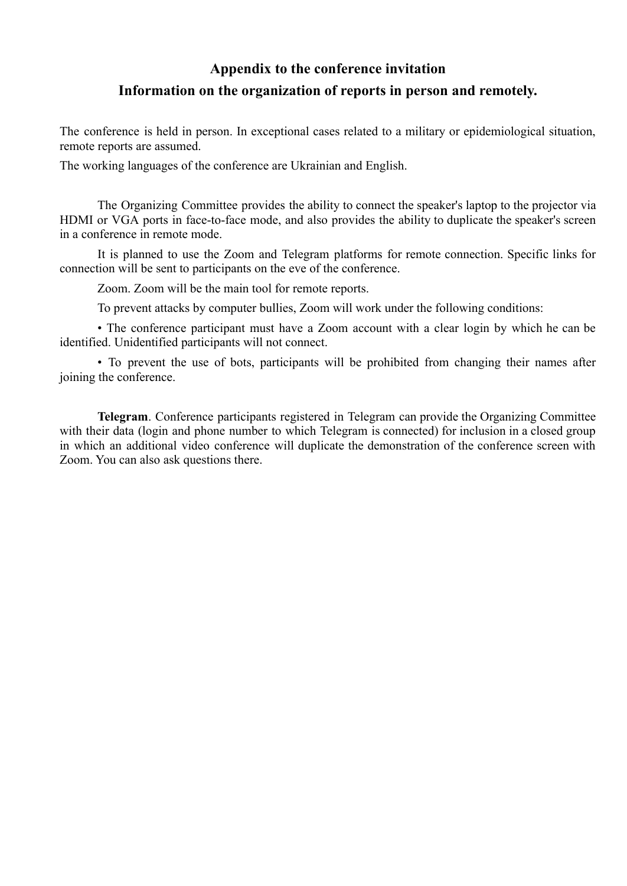## Appendix to the conference invitation

## Information on the organization of reports in person and remotely.

The conference is held in person. In exceptional cases related to a military or epidemiological situation, remote reports are assumed.

The working languages of the conference are Ukrainian and English.

The Organizing Committee provides the ability to connect the speaker's laptop to the projector via HDMI or VGA ports in face-to-face mode, and also provides the ability to duplicate the speaker's screen in a conference in remote mode.

It is planned to use the Zoom and Telegram platforms for remote connection. Specific links for connection will be sent to participants on the eve of the conference.

Zoom. Zoom will be the main tool for remote reports.

To prevent attacks by computer bullies, Zoom will work under the following conditions:

- The conference participant must have a Zoom account with a clear login by which he can be identified. Unidentified participants will not connect.
- To prevent the use of bots, participants will be prohibited from changing their names after joining the conference.

**Telegram**. Conference participants registered in Telegram can provide the Organizing Committee with their data (login and phone number to which Telegram is connected) for inclusion in a closed group in which an additional video conference will duplicate the demonstration of the conference screen with Zoom. You can also ask questions there.